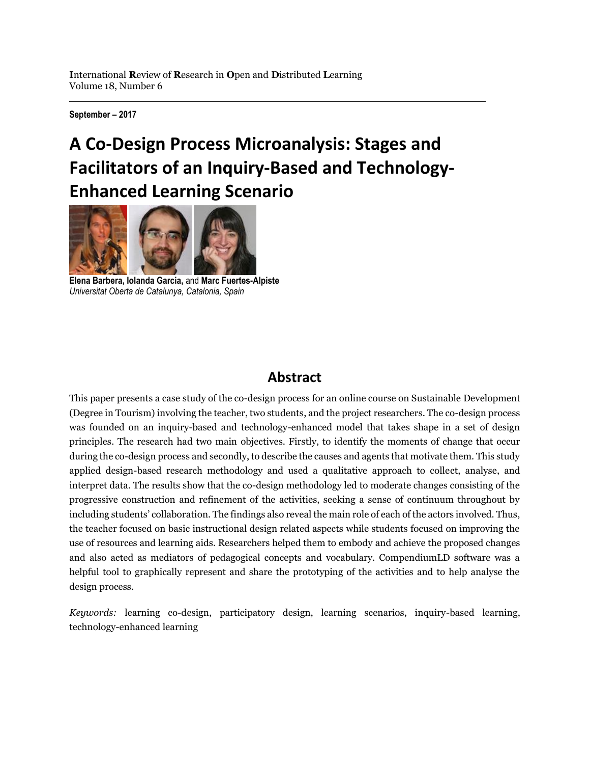**I**nternational **R**eview of **R**esearch in **O**pen and **D**istributed **L**earning
Volume 18, Number 6

**September – 2017**

# A Co-Design Process Microanalysis: Stages and Facilitators of an Inquiry-Based and Technology-Enhanced Learning Scenario

**Elena Barbera, Iolanda Garcia,** and **Marc Fuertes-Alpiste**
*Universitat Oberta de Catalunya, Catalonia, Spain*

## Abstract

This paper presents a case study of the co-design process for an online course on Sustainable Development (Degree in Tourism) involving the teacher, two students, and the project researchers. The co-design process was founded on an inquiry-based and technology-enhanced model that takes shape in a set of design principles. The research had two main objectives. Firstly, to identify the moments of change that occur during the co-design process and secondly, to describe the causes and agents that motivate them. This study applied design-based research methodology and used a qualitative approach to collect, analyse, and interpret data. The results show that the co-design methodology led to moderate changes consisting of the progressive construction and refinement of the activities, seeking a sense of continuum throughout by including students' collaboration. The findings also reveal the main role of each of the actors involved. Thus, the teacher focused on basic instructional design related aspects while students focused on improving the use of resources and learning aids. Researchers helped them to embody and achieve the proposed changes and also acted as mediators of pedagogical concepts and vocabulary. CompendiumLD software was a helpful tool to graphically represent and share the prototyping of the activities and to help analyse the design process.

*Keywords:* learning co-design, participatory design, learning scenarios, inquiry-based learning, technology-enhanced learning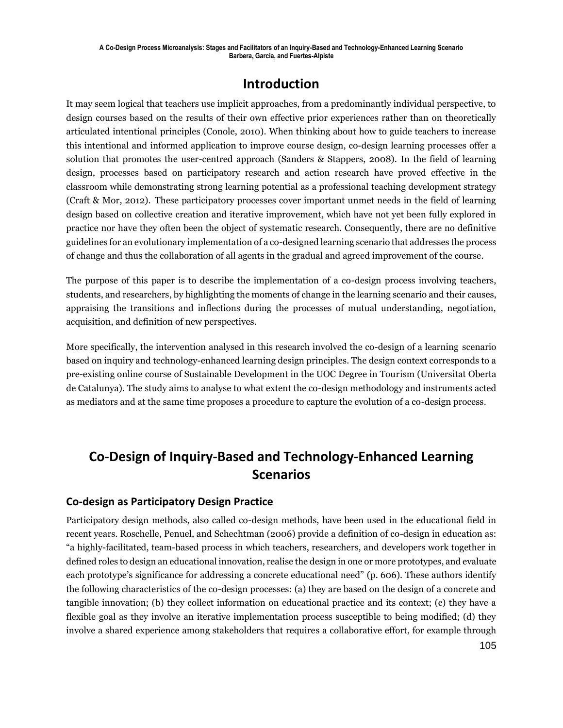## Introduction

It may seem logical that teachers use implicit approaches, from a predominantly individual perspective, to design courses based on the results of their own effective prior experiences rather than on theoretically articulated intentional principles (Conole, 2010). When thinking about how to guide teachers to increase this intentional and informed application to improve course design, co-design learning processes offer a solution that promotes the user-centred approach (Sanders & Stappers, 2008). In the field of learning design, processes based on participatory research and action research have proved effective in the classroom while demonstrating strong learning potential as a professional teaching development strategy (Craft & Mor, 2012). These participatory processes cover important unmet needs in the field of learning design based on collective creation and iterative improvement, which have not yet been fully explored in practice nor have they often been the object of systematic research. Consequently, there are no definitive guidelines for an evolutionary implementation of a co-designed learning scenario that addresses the process of change and thus the collaboration of all agents in the gradual and agreed improvement of the course.

The purpose of this paper is to describe the implementation of a co-design process involving teachers, students, and researchers, by highlighting the moments of change in the learning scenario and their causes, appraising the transitions and inflections during the processes of mutual understanding, negotiation, acquisition, and definition of new perspectives.

More specifically, the intervention analysed in this research involved the co-design of a learning scenario based on inquiry and technology-enhanced learning design principles. The design context corresponds to a pre-existing online course of Sustainable Development in the UOC Degree in Tourism (Universitat Oberta de Catalunya). The study aims to analyse to what extent the co-design methodology and instruments acted as mediators and at the same time proposes a procedure to capture the evolution of a co-design process.

## Co-Design of Inquiry-Based and Technology-Enhanced Learning Scenarios

### Co-design as Participatory Design Practice

Participatory design methods, also called co-design methods, have been used in the educational field in recent years. Roschelle, Penuel, and Schechtman (2006) provide a definition of co-design in education as: "a highly-facilitated, team-based process in which teachers, researchers, and developers work together in defined roles to design an educational innovation, realise the design in one or more prototypes, and evaluate each prototype's significance for addressing a concrete educational need" (p. 606). These authors identify the following characteristics of the co-design processes: (a) they are based on the design of a concrete and tangible innovation; (b) they collect information on educational practice and its context; (c) they have a flexible goal as they involve an iterative implementation process susceptible to being modified; (d) they involve a shared experience among stakeholders that requires a collaborative effort, for example through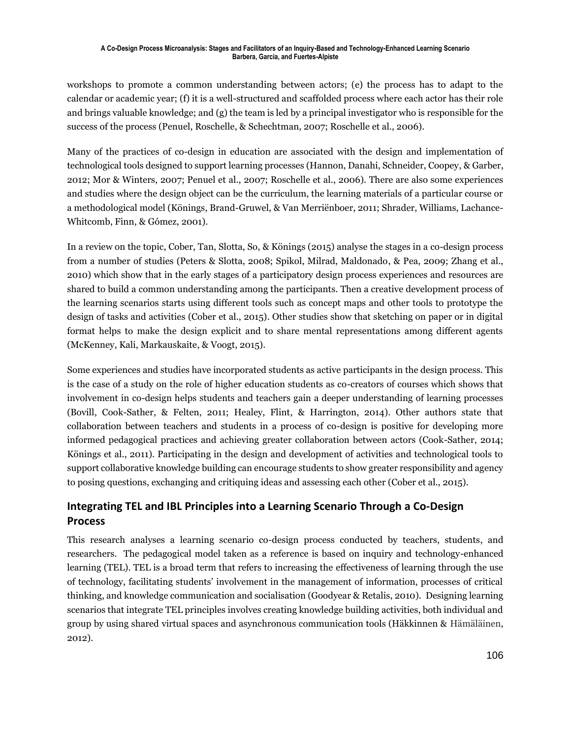workshops to promote a common understanding between actors; (e) the process has to adapt to the calendar or academic year; (f) it is a well-structured and scaffolded process where each actor has their role and brings valuable knowledge; and (g) the team is led by a principal investigator who is responsible for the success of the process (Penuel, Roschelle, & Schechtman, 2007; Roschelle et al., 2006).

Many of the practices of co-design in education are associated with the design and implementation of technological tools designed to support learning processes (Hannon, Danahi, Schneider, Coopey, & Garber, 2012; Mor & Winters, 2007; Penuel et al., 2007; Roschelle et al., 2006). There are also some experiences and studies where the design object can be the curriculum, the learning materials of a particular course or a methodological model (Könings, Brand-Gruwel, & Van Merriënboer, 2011; Shrader, Williams, Lachance-Whitcomb, Finn, & Gómez, 2001).

In a review on the topic, Cober, Tan, Slotta, So, & Könings (2015) analyse the stages in a co-design process from a number of studies (Peters & Slotta, 2008; Spikol, Milrad, Maldonado, & Pea, 2009; Zhang et al., 2010) which show that in the early stages of a participatory design process experiences and resources are shared to build a common understanding among the participants. Then a creative development process of the learning scenarios starts using different tools such as concept maps and other tools to prototype the design of tasks and activities (Cober et al., 2015). Other studies show that sketching on paper or in digital format helps to make the design explicit and to share mental representations among different agents (McKenney, Kali, Markauskaite, & Voogt, 2015).

Some experiences and studies have incorporated students as active participants in the design process. This is the case of a study on the role of higher education students as co-creators of courses which shows that involvement in co-design helps students and teachers gain a deeper understanding of learning processes (Bovill, Cook-Sather, & Felten, 2011; Healey, Flint, & Harrington, 2014). Other authors state that collaboration between teachers and students in a process of co-design is positive for developing more informed pedagogical practices and achieving greater collaboration between actors (Cook-Sather, 2014; Könings et al., 2011). Participating in the design and development of activities and technological tools to support collaborative knowledge building can encourage students to show greater responsibility and agency to posing questions, exchanging and critiquing ideas and assessing each other (Cober et al., 2015).

## Integrating TEL and IBL Principles into a Learning Scenario Through a Co-Design Process

This research analyses a learning scenario co-design process conducted by teachers, students, and researchers. The pedagogical model taken as a reference is based on inquiry and technology-enhanced learning (TEL). TEL is a broad term that refers to increasing the effectiveness of learning through the use of technology, facilitating students' involvement in the management of information, processes of critical thinking, and knowledge communication and socialisation (Goodyear & Retalis, 2010). Designing learning scenarios that integrate TEL principles involves creating knowledge building activities, both individual and group by using shared virtual spaces and asynchronous communication tools (Häkkinnen & Hämäläinen, 2012).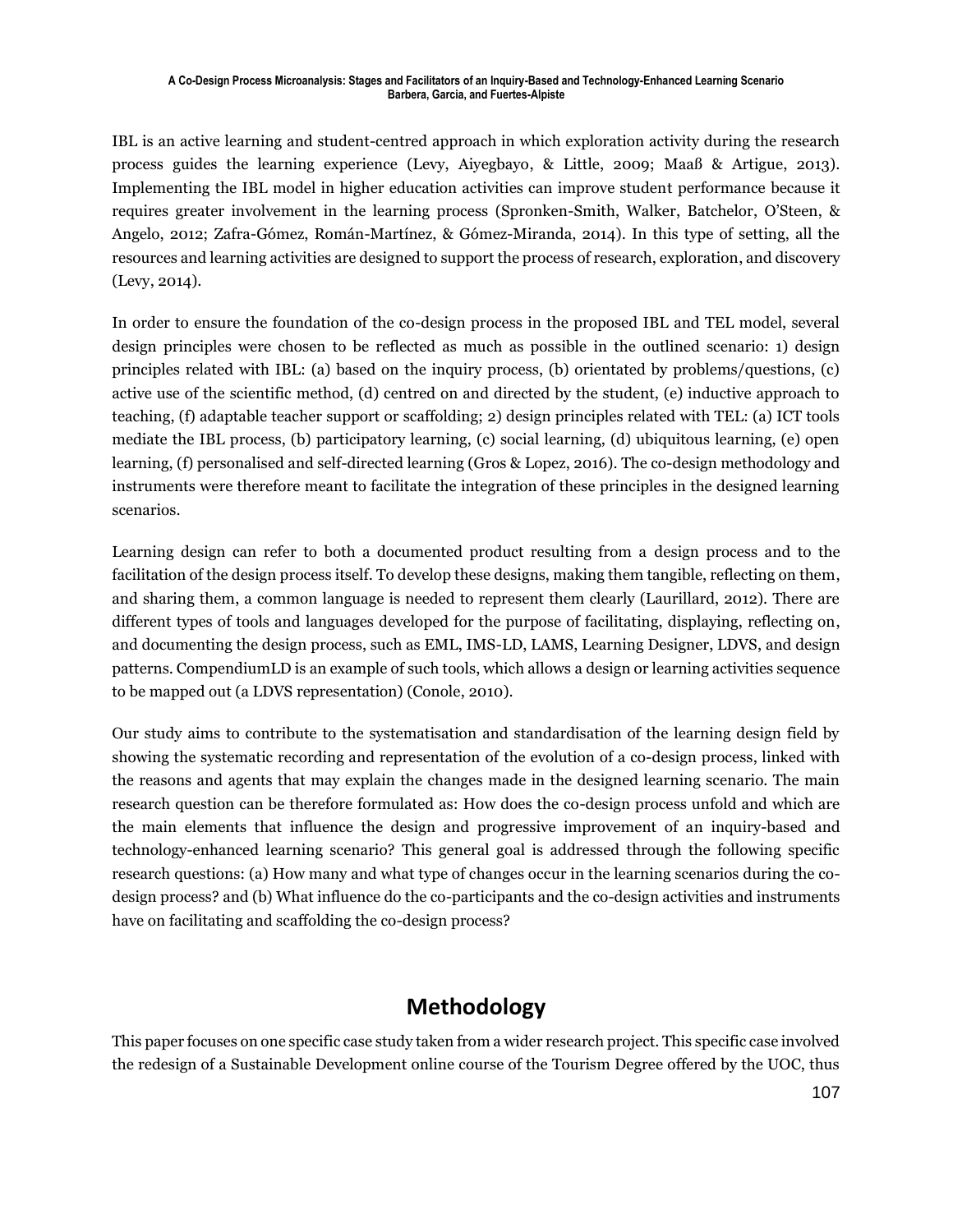IBL is an active learning and student-centred approach in which exploration activity during the research process guides the learning experience (Levy, Aiyegbayo, & Little, 2009; Maaß & Artigue, 2013). Implementing the IBL model in higher education activities can improve student performance because it requires greater involvement in the learning process (Spronken-Smith, Walker, Batchelor, O'Steen, & Angelo, 2012; Zafra-Gómez, Román-Martínez, & Gómez-Miranda, 2014). In this type of setting, all the resources and learning activities are designed to support the process of research, exploration, and discovery (Levy, 2014).

In order to ensure the foundation of the co-design process in the proposed IBL and TEL model, several design principles were chosen to be reflected as much as possible in the outlined scenario: 1) design principles related with IBL: (a) based on the inquiry process, (b) orientated by problems/questions, (c) active use of the scientific method, (d) centred on and directed by the student, (e) inductive approach to teaching, (f) adaptable teacher support or scaffolding; 2) design principles related with TEL: (a) ICT tools mediate the IBL process, (b) participatory learning, (c) social learning, (d) ubiquitous learning, (e) open learning, (f) personalised and self-directed learning (Gros & Lopez, 2016). The co-design methodology and instruments were therefore meant to facilitate the integration of these principles in the designed learning scenarios.

Learning design can refer to both a documented product resulting from a design process and to the facilitation of the design process itself. To develop these designs, making them tangible, reflecting on them, and sharing them, a common language is needed to represent them clearly (Laurillard, 2012). There are different types of tools and languages developed for the purpose of facilitating, displaying, reflecting on, and documenting the design process, such as EML, IMS-LD, LAMS, Learning Designer, LDVS, and design patterns. CompendiumLD is an example of such tools, which allows a design or learning activities sequence to be mapped out (a LDVS representation) (Conole, 2010).

Our study aims to contribute to the systematisation and standardisation of the learning design field by showing the systematic recording and representation of the evolution of a co-design process, linked with the reasons and agents that may explain the changes made in the designed learning scenario. The main research question can be therefore formulated as: How does the co-design process unfold and which are the main elements that influence the design and progressive improvement of an inquiry-based and technology-enhanced learning scenario? This general goal is addressed through the following specific research questions: (a) How many and what type of changes occur in the learning scenarios during the co-design process? and (b) What influence do the co-participants and the co-design activities and instruments have on facilitating and scaffolding the co-design process?

## Methodology

This paper focuses on one specific case study taken from a wider research project. This specific case involved the redesign of a Sustainable Development online course of the Tourism Degree offered by the UOC, thus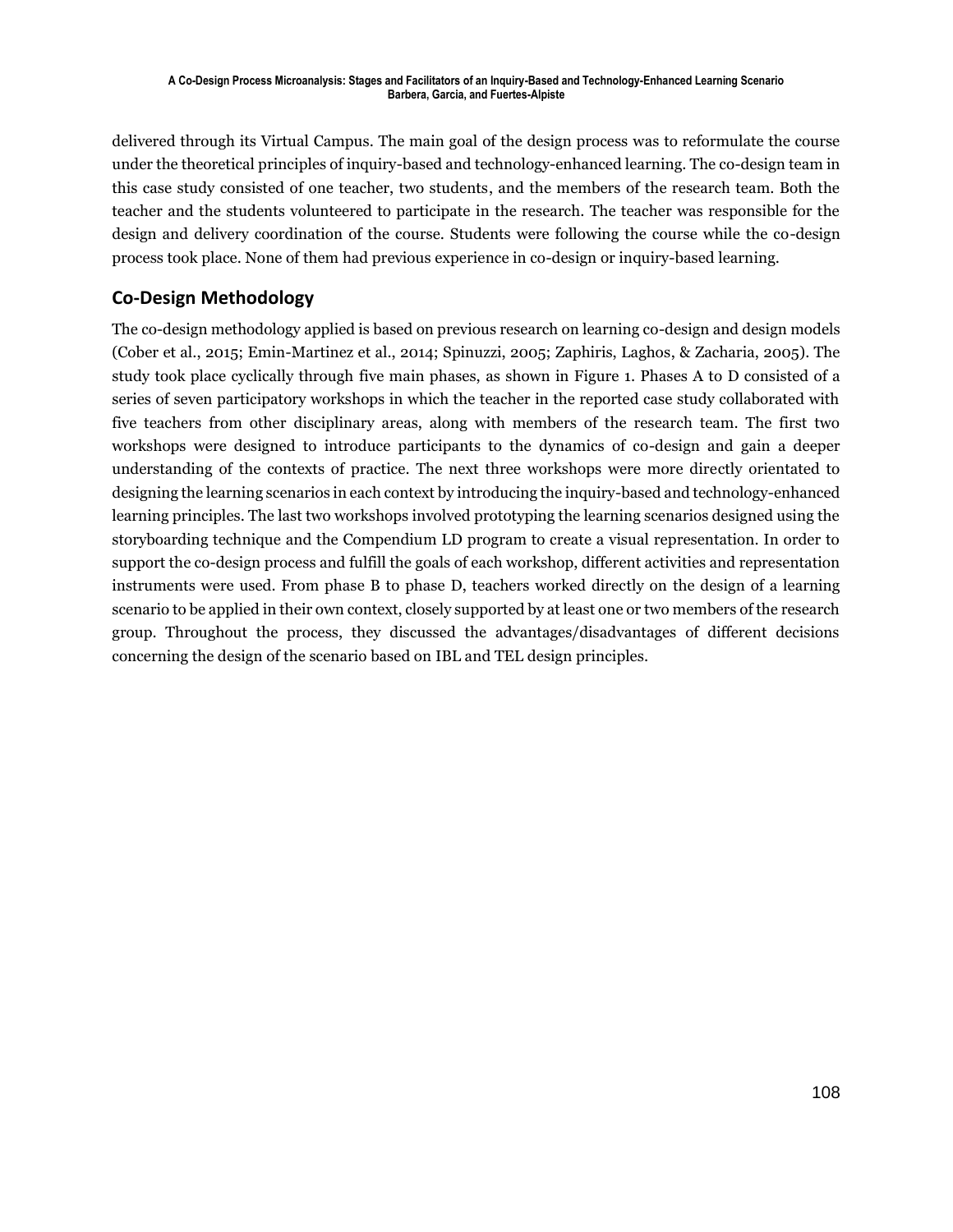delivered through its Virtual Campus. The main goal of the design process was to reformulate the course under the theoretical principles of inquiry-based and technology-enhanced learning. The co-design team in this case study consisted of one teacher, two students, and the members of the research team. Both the teacher and the students volunteered to participate in the research. The teacher was responsible for the design and delivery coordination of the course. Students were following the course while the co-design process took place. None of them had previous experience in co-design or inquiry-based learning.

## Co-Design Methodology

The co-design methodology applied is based on previous research on learning co-design and design models (Cober et al., 2015; Emin-Martinez et al., 2014; Spinuzzi, 2005; Zaphiris, Laghos, & Zacharia, 2005). The study took place cyclically through five main phases, as shown in Figure 1. Phases A to D consisted of a series of seven participatory workshops in which the teacher in the reported case study collaborated with five teachers from other disciplinary areas, along with members of the research team. The first two workshops were designed to introduce participants to the dynamics of co-design and gain a deeper understanding of the contexts of practice. The next three workshops were more directly orientated to designing the learning scenarios in each context by introducing the inquiry-based and technology-enhanced learning principles. The last two workshops involved prototyping the learning scenarios designed using the storyboarding technique and the Compendium LD program to create a visual representation. In order to support the co-design process and fulfill the goals of each workshop, different activities and representation instruments were used. From phase B to phase D, teachers worked directly on the design of a learning scenario to be applied in their own context, closely supported by at least one or two members of the research group. Throughout the process, they discussed the advantages/disadvantages of different decisions concerning the design of the scenario based on IBL and TEL design principles.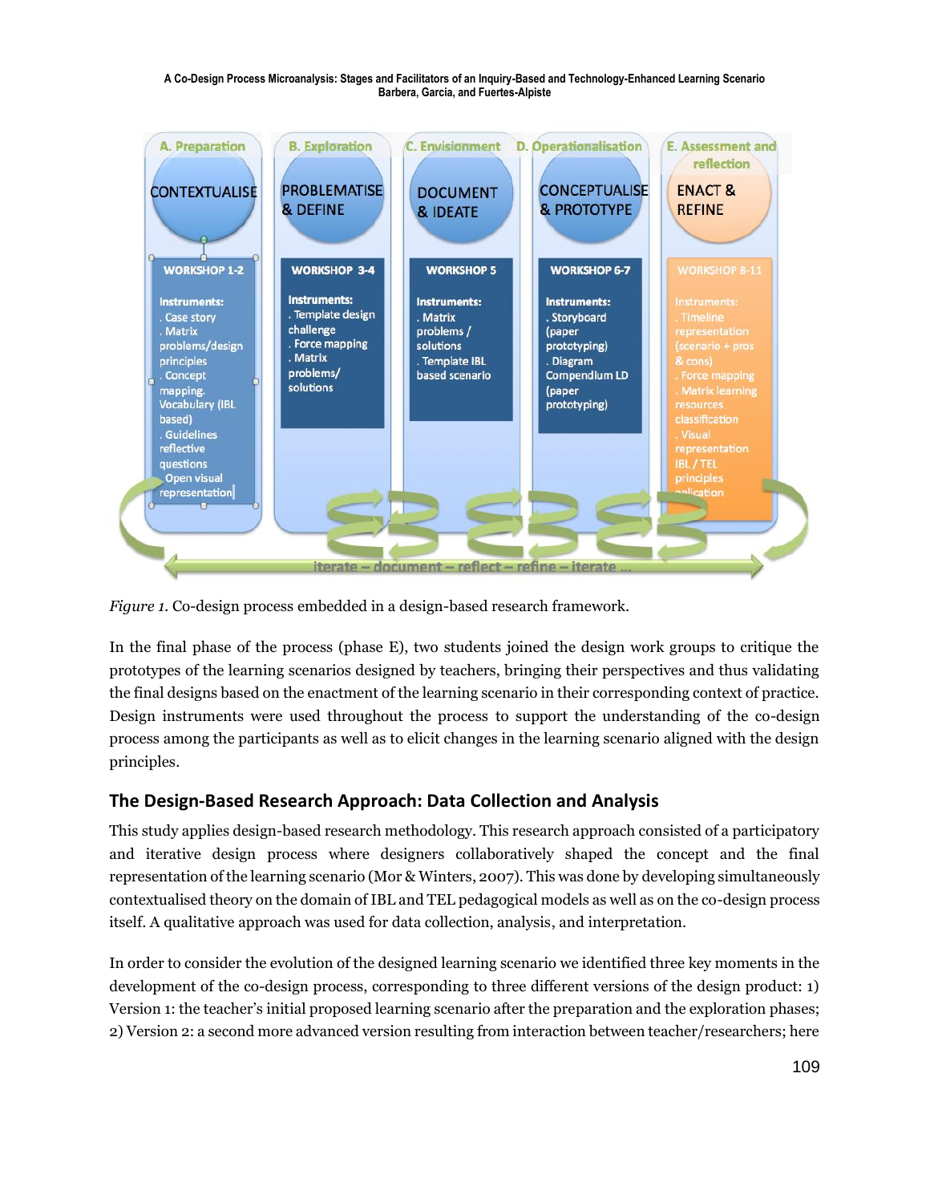| A. Preparation | B. Exploration | C. Envisionment | D. Operationalisation | E. Assessment and reflection |
|---|---|---|---|---|
| CONTEXTUALISE | PROBLEMATISE & DEFINE | DOCUMENT & IDEATE | CONCEPTUALISE & PROTOTYPE | ENACT & REFINE |
| WORKSHOP 1-2 | WORKSHOP 3-4 | WORKSHOP 5 | WORKSHOP 6-7 | WORKSHOP 8-11 |
| Instruments: . Case story . Matrix problems/design principles . Concept mapping. Vocabulary (IBL based) . Guidelines reflective questions . Open visual representation | Instruments: . Template design challenge . Force mapping . Matrix problems/ solutions | Instruments: . Matrix problems / solutions . Template IBL based scenario | Instruments: . Storyboard (paper prototyping) . Diagram Compendium LD (paper prototyping) | Instruments: . Timeline representation (scenario + pros & cons) . Force mapping . Matrix learning resources classification . Visual representation IBL / TEL principles application |

iterate – document – reflect – refine – iterate ...

*Figure 1.* Co-design process embedded in a design-based research framework.

In the final phase of the process (phase E), two students joined the design work groups to critique the prototypes of the learning scenarios designed by teachers, bringing their perspectives and thus validating the final designs based on the enactment of the learning scenario in their corresponding context of practice. Design instruments were used throughout the process to support the understanding of the co-design process among the participants as well as to elicit changes in the learning scenario aligned with the design principles.

## The Design-Based Research Approach: Data Collection and Analysis

This study applies design-based research methodology. This research approach consisted of a participatory and iterative design process where designers collaboratively shaped the concept and the final representation of the learning scenario (Mor & Winters, 2007). This was done by developing simultaneously contextualised theory on the domain of IBL and TEL pedagogical models as well as on the co-design process itself. A qualitative approach was used for data collection, analysis, and interpretation.

In order to consider the evolution of the designed learning scenario we identified three key moments in the development of the co-design process, corresponding to three different versions of the design product: 1) Version 1: the teacher's initial proposed learning scenario after the preparation and the exploration phases; 2) Version 2: a second more advanced version resulting from interaction between teacher/researchers; here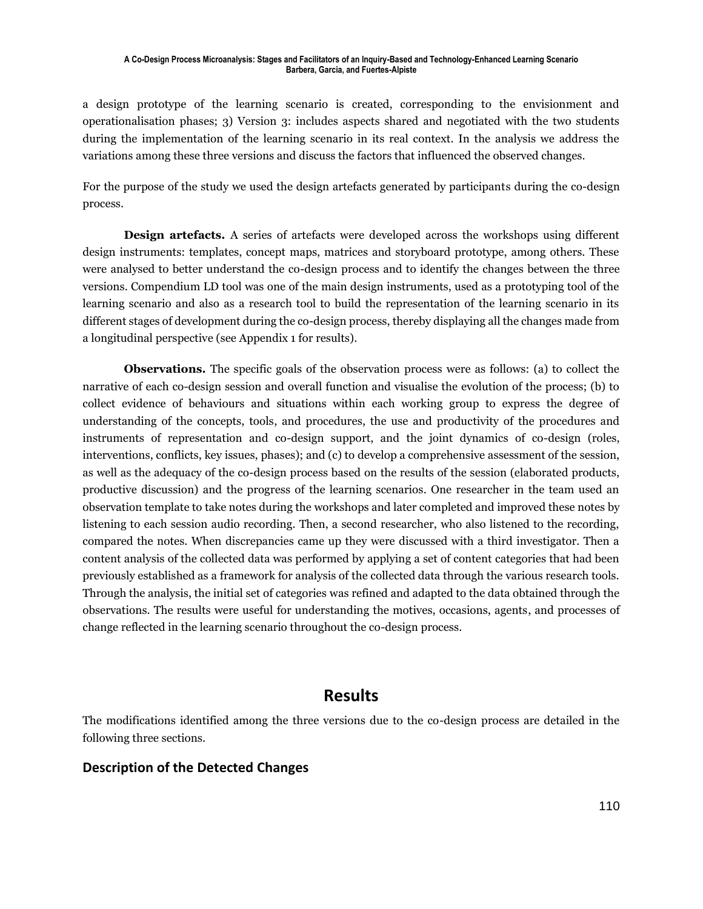a design prototype of the learning scenario is created, corresponding to the envisionment and operationalisation phases; 3) Version 3: includes aspects shared and negotiated with the two students during the implementation of the learning scenario in its real context. In the analysis we address the variations among these three versions and discuss the factors that influenced the observed changes.

For the purpose of the study we used the design artefacts generated by participants during the co-design process.

**Design artefacts.** A series of artefacts were developed across the workshops using different design instruments: templates, concept maps, matrices and storyboard prototype, among others. These were analysed to better understand the co-design process and to identify the changes between the three versions. Compendium LD tool was one of the main design instruments, used as a prototyping tool of the learning scenario and also as a research tool to build the representation of the learning scenario in its different stages of development during the co-design process, thereby displaying all the changes made from a longitudinal perspective (see Appendix 1 for results).

**Observations.** The specific goals of the observation process were as follows: (a) to collect the narrative of each co-design session and overall function and visualise the evolution of the process; (b) to collect evidence of behaviours and situations within each working group to express the degree of understanding of the concepts, tools, and procedures, the use and productivity of the procedures and instruments of representation and co-design support, and the joint dynamics of co-design (roles, interventions, conflicts, key issues, phases); and (c) to develop a comprehensive assessment of the session, as well as the adequacy of the co-design process based on the results of the session (elaborated products, productive discussion) and the progress of the learning scenarios. One researcher in the team used an observation template to take notes during the workshops and later completed and improved these notes by listening to each session audio recording. Then, a second researcher, who also listened to the recording, compared the notes. When discrepancies came up they were discussed with a third investigator. Then a content analysis of the collected data was performed by applying a set of content categories that had been previously established as a framework for analysis of the collected data through the various research tools. Through the analysis, the initial set of categories was refined and adapted to the data obtained through the observations. The results were useful for understanding the motives, occasions, agents, and processes of change reflected in the learning scenario throughout the co-design process.

# Results

The modifications identified among the three versions due to the co-design process are detailed in the following three sections.

## Description of the Detected Changes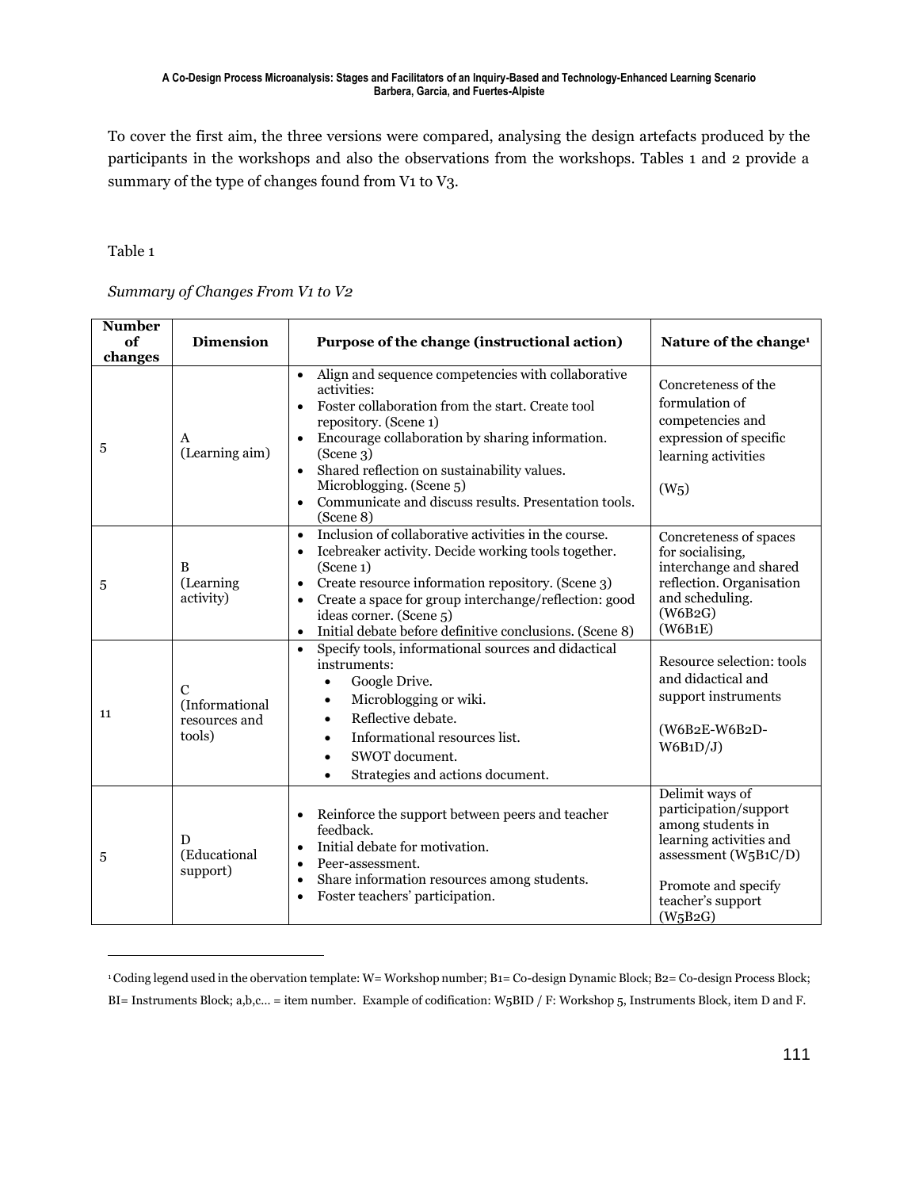To cover the first aim, the three versions were compared, analysing the design artefacts produced by the participants in the workshops and also the observations from the workshops. Tables 1 and 2 provide a summary of the type of changes found from V1 to V3.

Table 1

*Summary of Changes From V1 to V2*

| Number of changes | Dimension | Purpose of the change (instructional action) | Nature of the change[1] |
|---|---|---|---|
| 5 | A (Learning aim) | • Align and sequence competencies with collaborative activities: <br> • Foster collaboration from the start. Create tool repository. (Scene 1) <br> • Encourage collaboration by sharing information. (Scene 3) <br> • Shared reflection on sustainability values. Microblogging. (Scene 5) <br> • Communicate and discuss results. Presentation tools. (Scene 8) | Concreteness of the formulation of competencies and expression of specific learning activities <br><br> (W5) |
| 5 | B (Learning activity) | • Inclusion of collaborative activities in the course. <br> • Icebreaker activity. Decide working tools together. (Scene 1) <br> • Create resource information repository. (Scene 3) <br> • Create a space for group interchange/reflection: good ideas corner. (Scene 5) <br> • Initial debate before definitive conclusions. (Scene 8) | Concreteness of spaces for socialising, interchange and shared reflection. Organisation and scheduling. (W6B2G) (W6B1E) |
| 11 | C (Informational resources and tools) | • Specify tools, informational sources and didactical instruments: <br> ◦ Google Drive. <br> ◦ Microblogging or wiki. <br> ◦ Reflective debate. <br> ◦ Informational resources list. <br> ◦ SWOT document. <br> ◦ Strategies and actions document. | Resource selection: tools and didactical and support instruments <br><br> (W6B2E-W6B2D-W6B1D/J) |
| 5 | D (Educational support) | • Reinforce the support between peers and teacher feedback. <br> • Initial debate for motivation. <br> • Peer-assessment. <br> • Share information resources among students. <br> • Foster teachers' participation. | Delimit ways of participation/support among students in learning activities and assessment (W5B1C/D) <br><br> Promote and specify teacher's support (W5B2G) |

[1] Coding legend used in the obervation template: W= Workshop number; B1= Co-design Dynamic Block; B2= Co-design Process Block; BI= Instruments Block; a,b,c... = item number. Example of codification: W5BID / F: Workshop 5, Instruments Block, item D and F.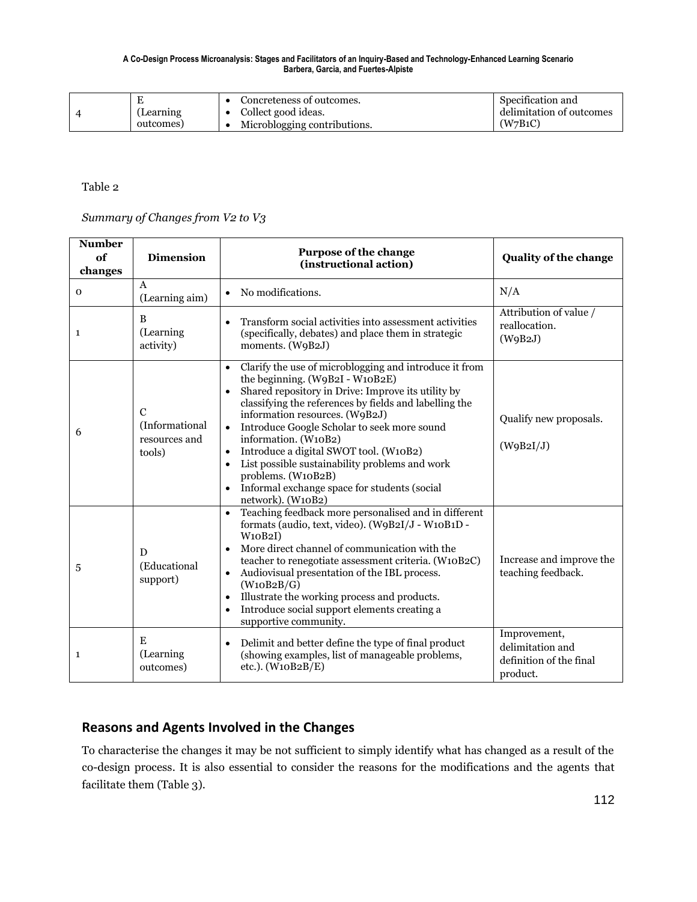| 4 | E (Learning outcomes) | • Concreteness of outcomes.<br>• Collect good ideas.<br>• Microblogging contributions. | Specification and delimitation of outcomes (W7B1C) |
|---|---|---|---|

Table 2

*Summary of Changes from V2 to V3*

| Number of changes | Dimension | Purpose of the change (instructional action) | Quality of the change |
|---|---|---|---|
| 0 | A (Learning aim) | • No modifications. | N/A |
| 1 | B (Learning activity) | • Transform social activities into assessment activities (specifically, debates) and place them in strategic moments. (W9B2J) | Attribution of value / reallocation. (W9B2J) |
| 6 | C (Informational resources and tools) | • Clarify the use of microblogging and introduce it from the beginning. (W9B2I - W10B2E)<br>• Shared repository in Drive: Improve its utility by classifying the references by fields and labelling the information resources. (W9B2J)<br>• Introduce Google Scholar to seek more sound information. (W10B2)<br>• Introduce a digital SWOT tool. (W10B2)<br>• List possible sustainability problems and work problems. (W10B2B)<br>• Informal exchange space for students (social network). (W10B2) | Qualify new proposals. (W9B2I/J) |
| 5 | D (Educational support) | • Teaching feedback more personalised and in different formats (audio, text, video). (W9B2I/J - W10B1D - W10B2I)<br>• More direct channel of communication with the teacher to renegotiate assessment criteria. (W10B2C)<br>• Audiovisual presentation of the IBL process. (W10B2B/G)<br>• Illustrate the working process and products.<br>• Introduce social support elements creating a supportive community. | Increase and improve the teaching feedback. |
| 1 | E (Learning outcomes) | • Delimit and better define the type of final product (showing examples, list of manageable problems, etc.). (W10B2B/E) | Improvement, delimitation and definition of the final product. |

## Reasons and Agents Involved in the Changes

To characterise the changes it may be not sufficient to simply identify what has changed as a result of the co-design process. It is also essential to consider the reasons for the modifications and the agents that facilitate them (Table 3).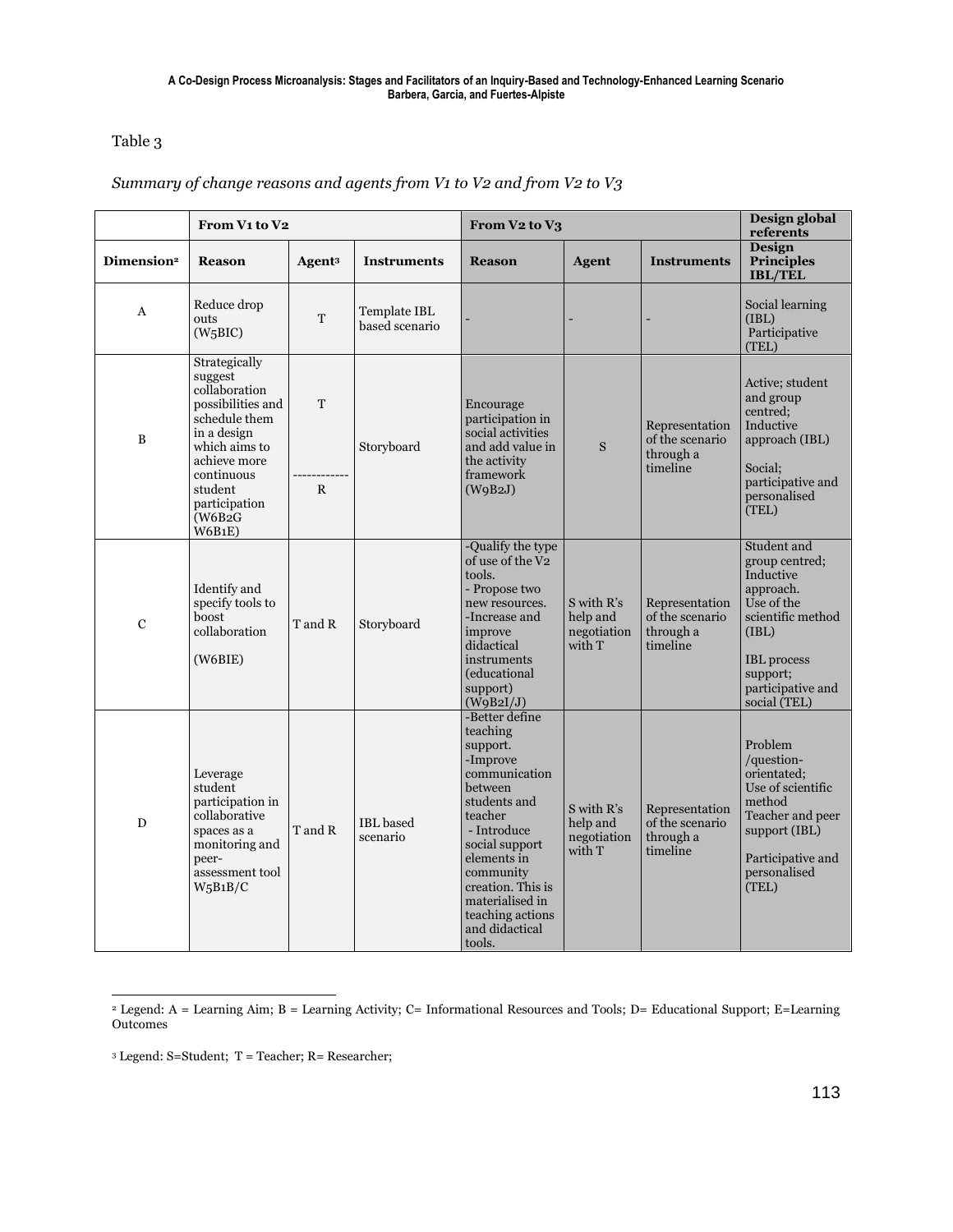Table 3

*Summary of change reasons and agents from V1 to V2 and from V2 to V3*

| | From V1 to V2 | | | From V2 to V3 | | | Design global referents |
|---|---|---|---|---|---|---|---|
| **Dimension**[2] | **Reason** | **Agent**[3] | **Instruments** | **Reason** | **Agent** | **Instruments** | **Design Principles IBL/TEL** |
| A | Reduce drop outs (W5BIC) | T | Template IBL based scenario | - | - | - | Social learning (IBL) Participative (TEL) |
| B | Strategically suggest collaboration possibilities and schedule them in a design which aims to achieve more continuous student participation (W6B2G W6B1E) | T ------------ R | Storyboard | Encourage participation in social activities and add value in the activity framework (W9B2J) | S | Representation of the scenario through a timeline | Active; student and group centred; Inductive approach (IBL) Social; participative and personalised (TEL) |
| C | Identify and specify tools to boost collaboration (W6BIE) | T and R | Storyboard | -Qualify the type of use of the V2 tools. - Propose two new resources. -Increase and improve didactical instruments (educational support) (W9B2I/J) | S with R's help and negotiation with T | Representation of the scenario through a timeline | Student and group centred; Inductive approach. Use of the scientific method (IBL) IBL process support; participative and social (TEL) |
| D | Leverage student participation in collaborative spaces as a monitoring and peer-assessment tool W5B1B/C | T and R | IBL based scenario | -Better define teaching support. -Improve communication between students and teacher - Introduce social support elements in community creation. This is materialised in teaching actions and didactical tools. | S with R's help and negotiation with T | Representation of the scenario through a timeline | Problem /question-orientated; Use of scientific method Teacher and peer support (IBL) Participative and personalised (TEL) |

[2] Legend: A = Learning Aim; B = Learning Activity; C= Informational Resources and Tools; D= Educational Support; E=Learning Outcomes

[3] Legend: S=Student; T = Teacher; R= Researcher;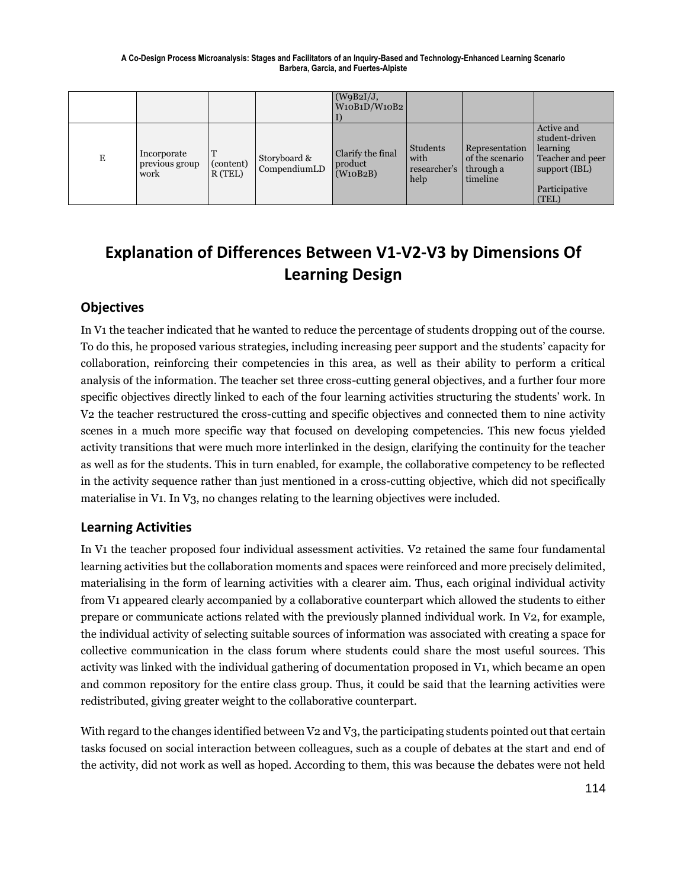| | | | | (W9B2I/J, W10B1D/W10B2I) | | | |
|---|---|---|---|---|---|---|---|
| E | Incorporate previous group work | T (content) R (TEL) | Storyboard & CompendiumLD | Clarify the final product (W10B2B) | Students with researcher's help | Representation of the scenario through a timeline | Active and student-driven learning Teacher and peer support (IBL)<br><br>Participative (TEL) |

# Explanation of Differences Between V1-V2-V3 by Dimensions Of Learning Design

## Objectives

In V1 the teacher indicated that he wanted to reduce the percentage of students dropping out of the course. To do this, he proposed various strategies, including increasing peer support and the students' capacity for collaboration, reinforcing their competencies in this area, as well as their ability to perform a critical analysis of the information. The teacher set three cross-cutting general objectives, and a further four more specific objectives directly linked to each of the four learning activities structuring the students' work. In V2 the teacher restructured the cross-cutting and specific objectives and connected them to nine activity scenes in a much more specific way that focused on developing competencies. This new focus yielded activity transitions that were much more interlinked in the design, clarifying the continuity for the teacher as well as for the students. This in turn enabled, for example, the collaborative competency to be reflected in the activity sequence rather than just mentioned in a cross-cutting objective, which did not specifically materialise in V1. In V3, no changes relating to the learning objectives were included.

## Learning Activities

In V1 the teacher proposed four individual assessment activities. V2 retained the same four fundamental learning activities but the collaboration moments and spaces were reinforced and more precisely delimited, materialising in the form of learning activities with a clearer aim. Thus, each original individual activity from V1 appeared clearly accompanied by a collaborative counterpart which allowed the students to either prepare or communicate actions related with the previously planned individual work. In V2, for example, the individual activity of selecting suitable sources of information was associated with creating a space for collective communication in the class forum where students could share the most useful sources. This activity was linked with the individual gathering of documentation proposed in V1, which became an open and common repository for the entire class group. Thus, it could be said that the learning activities were redistributed, giving greater weight to the collaborative counterpart.

With regard to the changes identified between V2 and V3, the participating students pointed out that certain tasks focused on social interaction between colleagues, such as a couple of debates at the start and end of the activity, did not work as well as hoped. According to them, this was because the debates were not held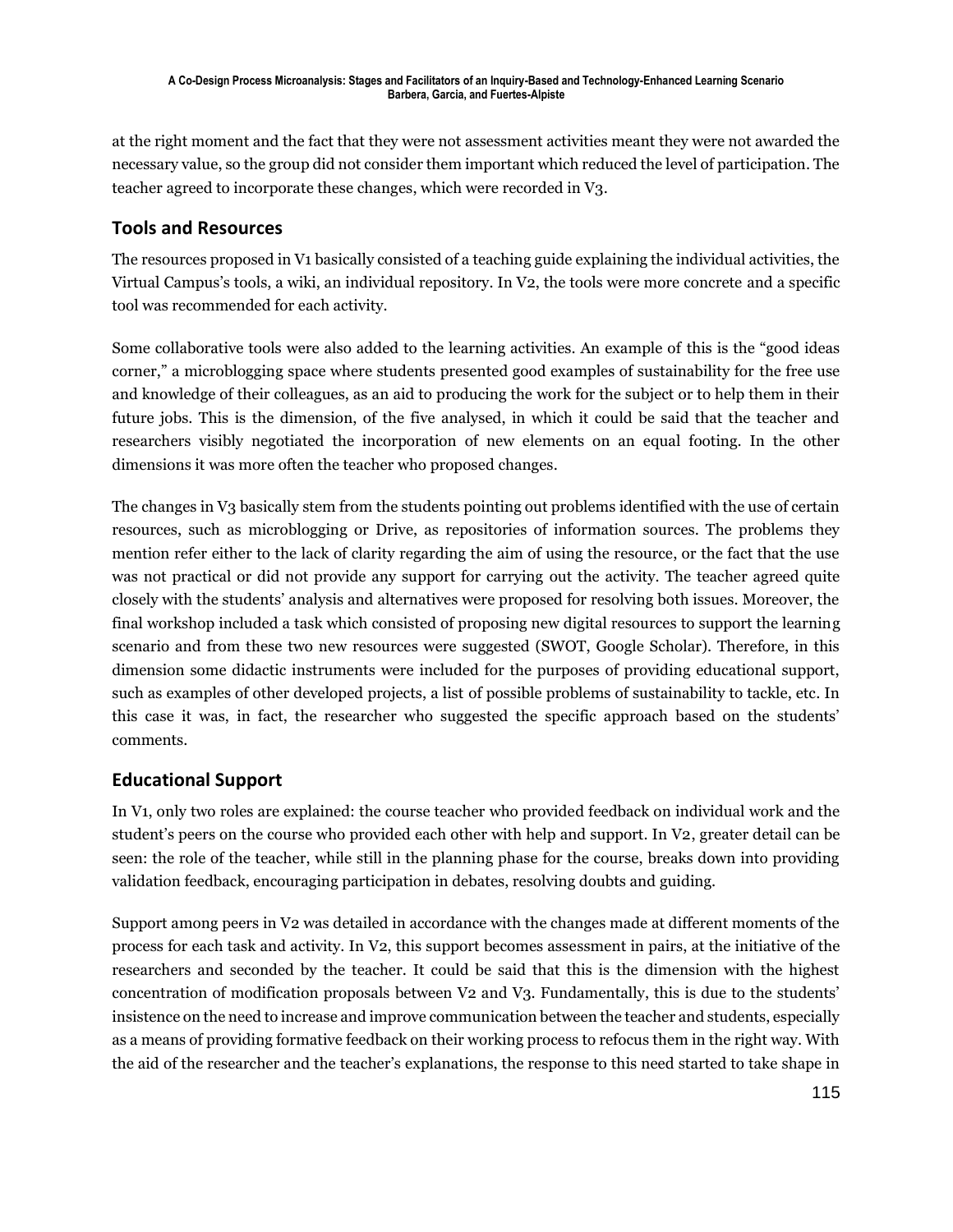at the right moment and the fact that they were not assessment activities meant they were not awarded the necessary value, so the group did not consider them important which reduced the level of participation. The teacher agreed to incorporate these changes, which were recorded in V3.

## Tools and Resources

The resources proposed in V1 basically consisted of a teaching guide explaining the individual activities, the Virtual Campus's tools, a wiki, an individual repository. In V2, the tools were more concrete and a specific tool was recommended for each activity.

Some collaborative tools were also added to the learning activities. An example of this is the "good ideas corner," a microblogging space where students presented good examples of sustainability for the free use and knowledge of their colleagues, as an aid to producing the work for the subject or to help them in their future jobs. This is the dimension, of the five analysed, in which it could be said that the teacher and researchers visibly negotiated the incorporation of new elements on an equal footing. In the other dimensions it was more often the teacher who proposed changes.

The changes in V3 basically stem from the students pointing out problems identified with the use of certain resources, such as microblogging or Drive, as repositories of information sources. The problems they mention refer either to the lack of clarity regarding the aim of using the resource, or the fact that the use was not practical or did not provide any support for carrying out the activity. The teacher agreed quite closely with the students' analysis and alternatives were proposed for resolving both issues. Moreover, the final workshop included a task which consisted of proposing new digital resources to support the learning scenario and from these two new resources were suggested (SWOT, Google Scholar). Therefore, in this dimension some didactic instruments were included for the purposes of providing educational support, such as examples of other developed projects, a list of possible problems of sustainability to tackle, etc. In this case it was, in fact, the researcher who suggested the specific approach based on the students' comments.

## Educational Support

In V1, only two roles are explained: the course teacher who provided feedback on individual work and the student's peers on the course who provided each other with help and support. In V2, greater detail can be seen: the role of the teacher, while still in the planning phase for the course, breaks down into providing validation feedback, encouraging participation in debates, resolving doubts and guiding.

Support among peers in V2 was detailed in accordance with the changes made at different moments of the process for each task and activity. In V2, this support becomes assessment in pairs, at the initiative of the researchers and seconded by the teacher. It could be said that this is the dimension with the highest concentration of modification proposals between V2 and V3. Fundamentally, this is due to the students' insistence on the need to increase and improve communication between the teacher and students, especially as a means of providing formative feedback on their working process to refocus them in the right way. With the aid of the researcher and the teacher's explanations, the response to this need started to take shape in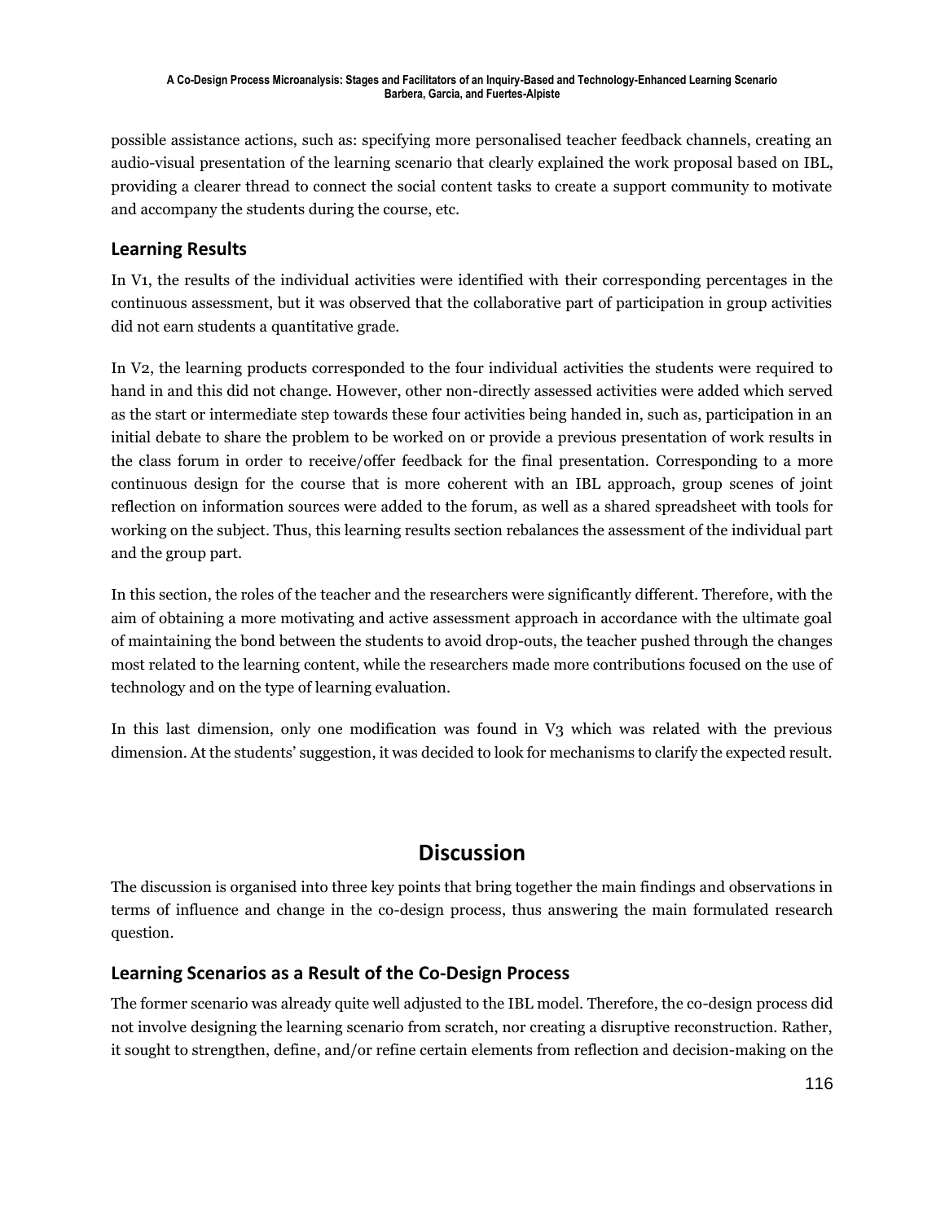possible assistance actions, such as: specifying more personalised teacher feedback channels, creating an audio-visual presentation of the learning scenario that clearly explained the work proposal based on IBL, providing a clearer thread to connect the social content tasks to create a support community to motivate and accompany the students during the course, etc.

### Learning Results

In V1, the results of the individual activities were identified with their corresponding percentages in the continuous assessment, but it was observed that the collaborative part of participation in group activities did not earn students a quantitative grade.

In V2, the learning products corresponded to the four individual activities the students were required to hand in and this did not change. However, other non-directly assessed activities were added which served as the start or intermediate step towards these four activities being handed in, such as, participation in an initial debate to share the problem to be worked on or provide a previous presentation of work results in the class forum in order to receive/offer feedback for the final presentation. Corresponding to a more continuous design for the course that is more coherent with an IBL approach, group scenes of joint reflection on information sources were added to the forum, as well as a shared spreadsheet with tools for working on the subject. Thus, this learning results section rebalances the assessment of the individual part and the group part.

In this section, the roles of the teacher and the researchers were significantly different. Therefore, with the aim of obtaining a more motivating and active assessment approach in accordance with the ultimate goal of maintaining the bond between the students to avoid drop-outs, the teacher pushed through the changes most related to the learning content, while the researchers made more contributions focused on the use of technology and on the type of learning evaluation.

In this last dimension, only one modification was found in V3 which was related with the previous dimension. At the students' suggestion, it was decided to look for mechanisms to clarify the expected result.

## Discussion

The discussion is organised into three key points that bring together the main findings and observations in terms of influence and change in the co-design process, thus answering the main formulated research question.

### Learning Scenarios as a Result of the Co-Design Process

The former scenario was already quite well adjusted to the IBL model. Therefore, the co-design process did not involve designing the learning scenario from scratch, nor creating a disruptive reconstruction. Rather, it sought to strengthen, define, and/or refine certain elements from reflection and decision-making on the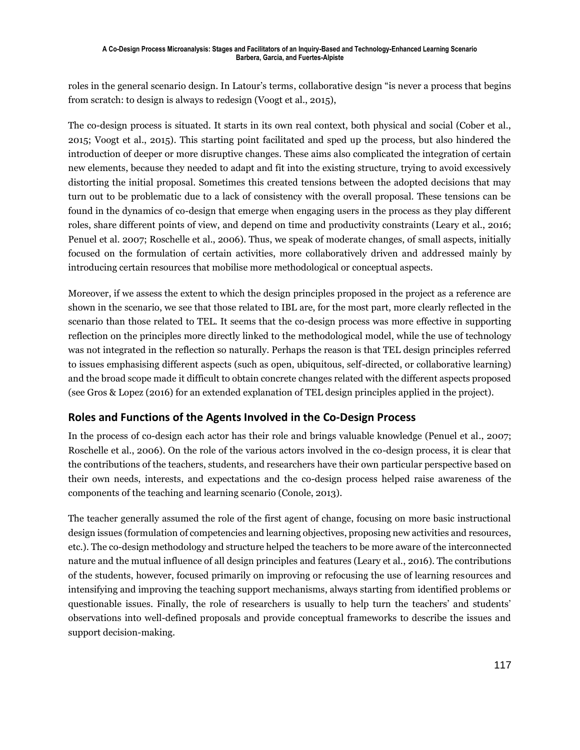roles in the general scenario design. In Latour's terms, collaborative design "is never a process that begins from scratch: to design is always to redesign (Voogt et al., 2015),

The co-design process is situated. It starts in its own real context, both physical and social (Cober et al., 2015; Voogt et al., 2015). This starting point facilitated and sped up the process, but also hindered the introduction of deeper or more disruptive changes. These aims also complicated the integration of certain new elements, because they needed to adapt and fit into the existing structure, trying to avoid excessively distorting the initial proposal. Sometimes this created tensions between the adopted decisions that may turn out to be problematic due to a lack of consistency with the overall proposal. These tensions can be found in the dynamics of co-design that emerge when engaging users in the process as they play different roles, share different points of view, and depend on time and productivity constraints (Leary et al., 2016; Penuel et al. 2007; Roschelle et al., 2006). Thus, we speak of moderate changes, of small aspects, initially focused on the formulation of certain activities, more collaboratively driven and addressed mainly by introducing certain resources that mobilise more methodological or conceptual aspects.

Moreover, if we assess the extent to which the design principles proposed in the project as a reference are shown in the scenario, we see that those related to IBL are, for the most part, more clearly reflected in the scenario than those related to TEL. It seems that the co-design process was more effective in supporting reflection on the principles more directly linked to the methodological model, while the use of technology was not integrated in the reflection so naturally. Perhaps the reason is that TEL design principles referred to issues emphasising different aspects (such as open, ubiquitous, self-directed, or collaborative learning) and the broad scope made it difficult to obtain concrete changes related with the different aspects proposed (see Gros & Lopez (2016) for an extended explanation of TEL design principles applied in the project).

## Roles and Functions of the Agents Involved in the Co-Design Process

In the process of co-design each actor has their role and brings valuable knowledge (Penuel et al., 2007; Roschelle et al., 2006). On the role of the various actors involved in the co-design process, it is clear that the contributions of the teachers, students, and researchers have their own particular perspective based on their own needs, interests, and expectations and the co-design process helped raise awareness of the components of the teaching and learning scenario (Conole, 2013).

The teacher generally assumed the role of the first agent of change, focusing on more basic instructional design issues (formulation of competencies and learning objectives, proposing new activities and resources, etc.). The co-design methodology and structure helped the teachers to be more aware of the interconnected nature and the mutual influence of all design principles and features (Leary et al., 2016). The contributions of the students, however, focused primarily on improving or refocusing the use of learning resources and intensifying and improving the teaching support mechanisms, always starting from identified problems or questionable issues. Finally, the role of researchers is usually to help turn the teachers' and students' observations into well-defined proposals and provide conceptual frameworks to describe the issues and support decision-making.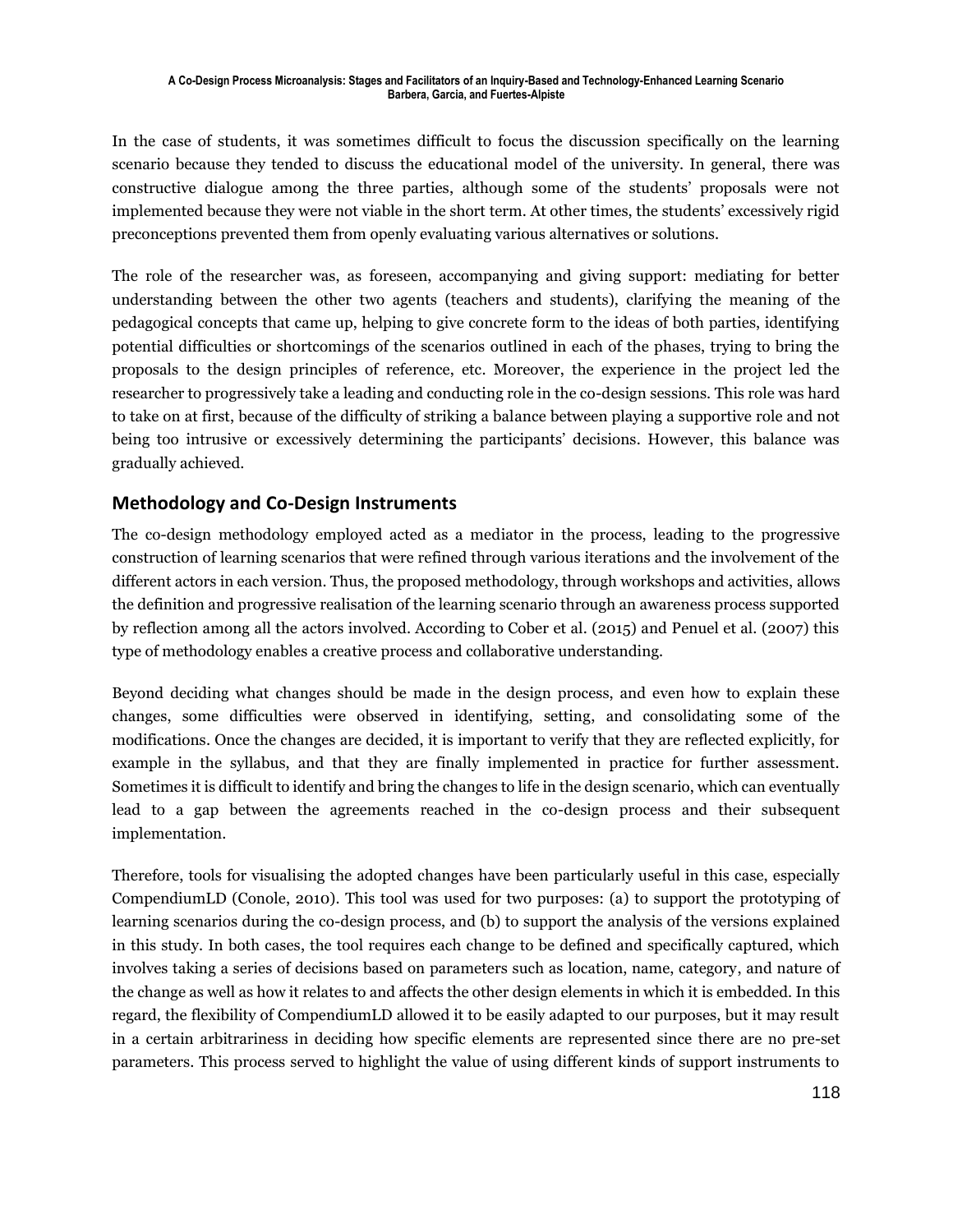In the case of students, it was sometimes difficult to focus the discussion specifically on the learning scenario because they tended to discuss the educational model of the university. In general, there was constructive dialogue among the three parties, although some of the students' proposals were not implemented because they were not viable in the short term. At other times, the students' excessively rigid preconceptions prevented them from openly evaluating various alternatives or solutions.

The role of the researcher was, as foreseen, accompanying and giving support: mediating for better understanding between the other two agents (teachers and students), clarifying the meaning of the pedagogical concepts that came up, helping to give concrete form to the ideas of both parties, identifying potential difficulties or shortcomings of the scenarios outlined in each of the phases, trying to bring the proposals to the design principles of reference, etc. Moreover, the experience in the project led the researcher to progressively take a leading and conducting role in the co-design sessions. This role was hard to take on at first, because of the difficulty of striking a balance between playing a supportive role and not being too intrusive or excessively determining the participants' decisions. However, this balance was gradually achieved.

## Methodology and Co-Design Instruments

The co-design methodology employed acted as a mediator in the process, leading to the progressive construction of learning scenarios that were refined through various iterations and the involvement of the different actors in each version. Thus, the proposed methodology, through workshops and activities, allows the definition and progressive realisation of the learning scenario through an awareness process supported by reflection among all the actors involved. According to Cober et al. (2015) and Penuel et al. (2007) this type of methodology enables a creative process and collaborative understanding.

Beyond deciding what changes should be made in the design process, and even how to explain these changes, some difficulties were observed in identifying, setting, and consolidating some of the modifications. Once the changes are decided, it is important to verify that they are reflected explicitly, for example in the syllabus, and that they are finally implemented in practice for further assessment. Sometimes it is difficult to identify and bring the changes to life in the design scenario, which can eventually lead to a gap between the agreements reached in the co-design process and their subsequent implementation.

Therefore, tools for visualising the adopted changes have been particularly useful in this case, especially CompendiumLD (Conole, 2010). This tool was used for two purposes: (a) to support the prototyping of learning scenarios during the co-design process, and (b) to support the analysis of the versions explained in this study. In both cases, the tool requires each change to be defined and specifically captured, which involves taking a series of decisions based on parameters such as location, name, category, and nature of the change as well as how it relates to and affects the other design elements in which it is embedded. In this regard, the flexibility of CompendiumLD allowed it to be easily adapted to our purposes, but it may result in a certain arbitrariness in deciding how specific elements are represented since there are no pre-set parameters. This process served to highlight the value of using different kinds of support instruments to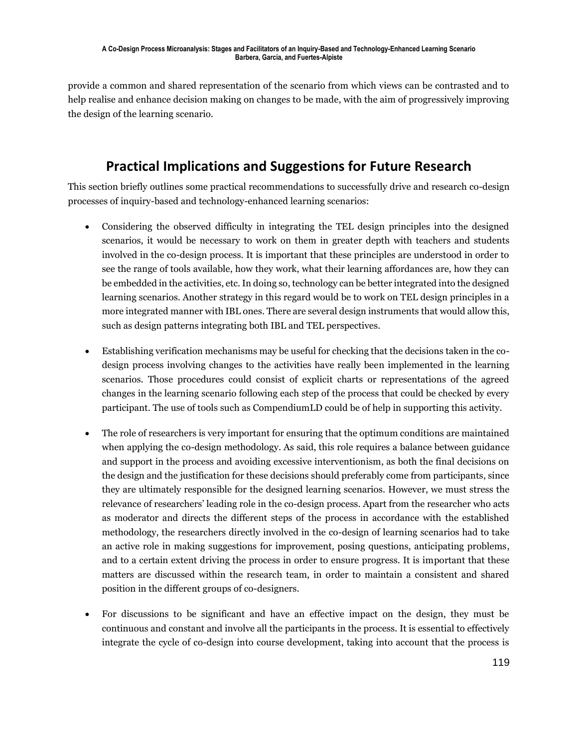provide a common and shared representation of the scenario from which views can be contrasted and to help realise and enhance decision making on changes to be made, with the aim of progressively improving the design of the learning scenario.

## Practical Implications and Suggestions for Future Research

This section briefly outlines some practical recommendations to successfully drive and research co-design processes of inquiry-based and technology-enhanced learning scenarios:

- Considering the observed difficulty in integrating the TEL design principles into the designed scenarios, it would be necessary to work on them in greater depth with teachers and students involved in the co-design process. It is important that these principles are understood in order to see the range of tools available, how they work, what their learning affordances are, how they can be embedded in the activities, etc. In doing so, technology can be better integrated into the designed learning scenarios. Another strategy in this regard would be to work on TEL design principles in a more integrated manner with IBL ones. There are several design instruments that would allow this, such as design patterns integrating both IBL and TEL perspectives.

- Establishing verification mechanisms may be useful for checking that the decisions taken in the co-design process involving changes to the activities have really been implemented in the learning scenarios. Those procedures could consist of explicit charts or representations of the agreed changes in the learning scenario following each step of the process that could be checked by every participant. The use of tools such as CompendiumLD could be of help in supporting this activity.

- The role of researchers is very important for ensuring that the optimum conditions are maintained when applying the co-design methodology. As said, this role requires a balance between guidance and support in the process and avoiding excessive interventionism, as both the final decisions on the design and the justification for these decisions should preferably come from participants, since they are ultimately responsible for the designed learning scenarios. However, we must stress the relevance of researchers' leading role in the co-design process. Apart from the researcher who acts as moderator and directs the different steps of the process in accordance with the established methodology, the researchers directly involved in the co-design of learning scenarios had to take an active role in making suggestions for improvement, posing questions, anticipating problems, and to a certain extent driving the process in order to ensure progress. It is important that these matters are discussed within the research team, in order to maintain a consistent and shared position in the different groups of co-designers.

- For discussions to be significant and have an effective impact on the design, they must be continuous and constant and involve all the participants in the process. It is essential to effectively integrate the cycle of co-design into course development, taking into account that the process is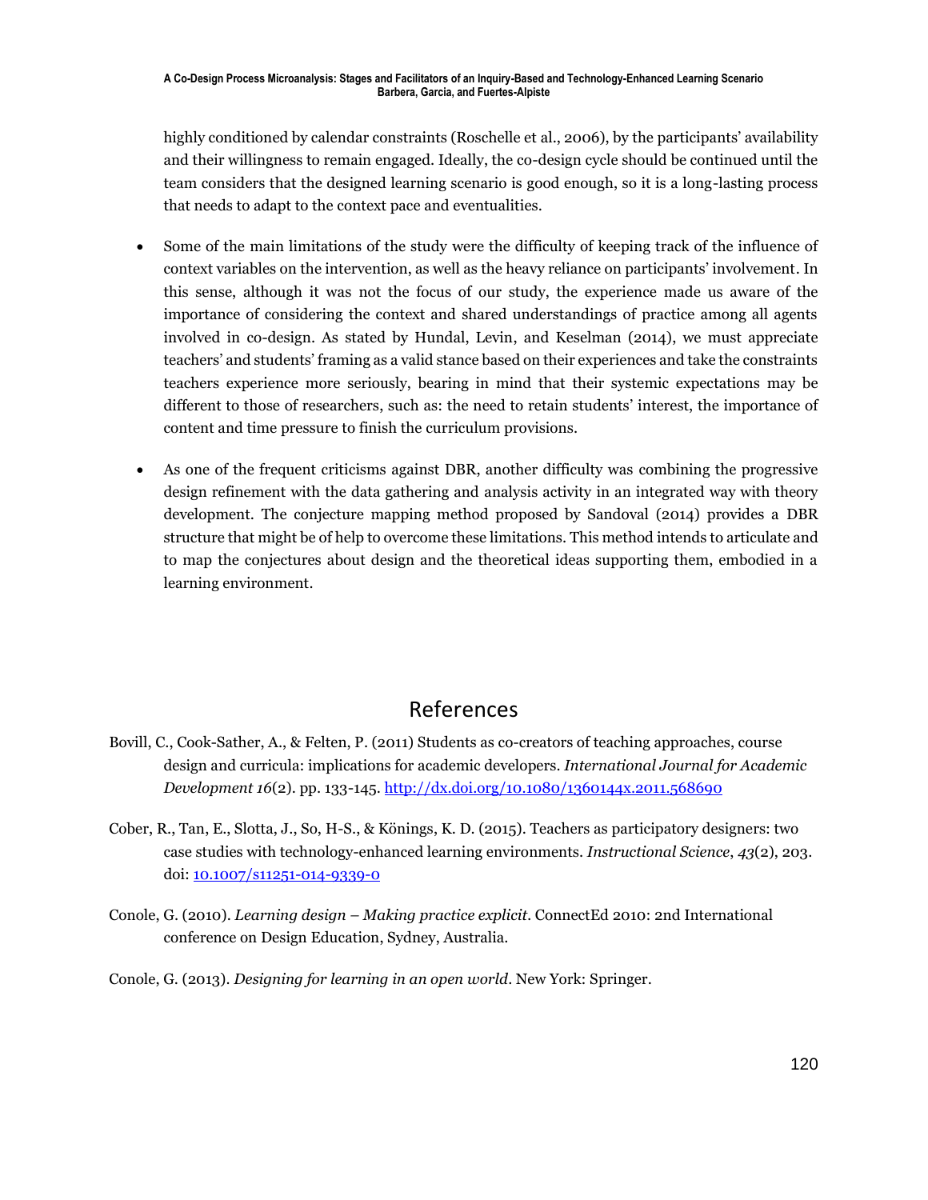highly conditioned by calendar constraints (Roschelle et al., 2006), by the participants' availability and their willingness to remain engaged. Ideally, the co-design cycle should be continued until the team considers that the designed learning scenario is good enough, so it is a long-lasting process that needs to adapt to the context pace and eventualities.

- Some of the main limitations of the study were the difficulty of keeping track of the influence of context variables on the intervention, as well as the heavy reliance on participants' involvement. In this sense, although it was not the focus of our study, the experience made us aware of the importance of considering the context and shared understandings of practice among all agents involved in co-design. As stated by Hundal, Levin, and Keselman (2014), we must appreciate teachers' and students' framing as a valid stance based on their experiences and take the constraints teachers experience more seriously, bearing in mind that their systemic expectations may be different to those of researchers, such as: the need to retain students' interest, the importance of content and time pressure to finish the curriculum provisions.

- As one of the frequent criticisms against DBR, another difficulty was combining the progressive design refinement with the data gathering and analysis activity in an integrated way with theory development. The conjecture mapping method proposed by Sandoval (2014) provides a DBR structure that might be of help to overcome these limitations. This method intends to articulate and to map the conjectures about design and the theoretical ideas supporting them, embodied in a learning environment.

# References

Bovill, C., Cook-Sather, A., & Felten, P. (2011) Students as co-creators of teaching approaches, course design and curricula: implications for academic developers. *International Journal for Academic Development 16*(2). pp. 133-145. http://dx.doi.org/10.1080/1360144x.2011.568690

Cober, R., Tan, E., Slotta, J., So, H-S., & Könings, K. D. (2015). Teachers as participatory designers: two case studies with technology-enhanced learning environments. *Instructional Science*, *43*(2), 203. doi: 10.1007/s11251-014-9339-0

Conole, G. (2010). *Learning design – Making practice explicit*. ConnectEd 2010: 2nd International conference on Design Education, Sydney, Australia.

Conole, G. (2013). *Designing for learning in an open world*. New York: Springer.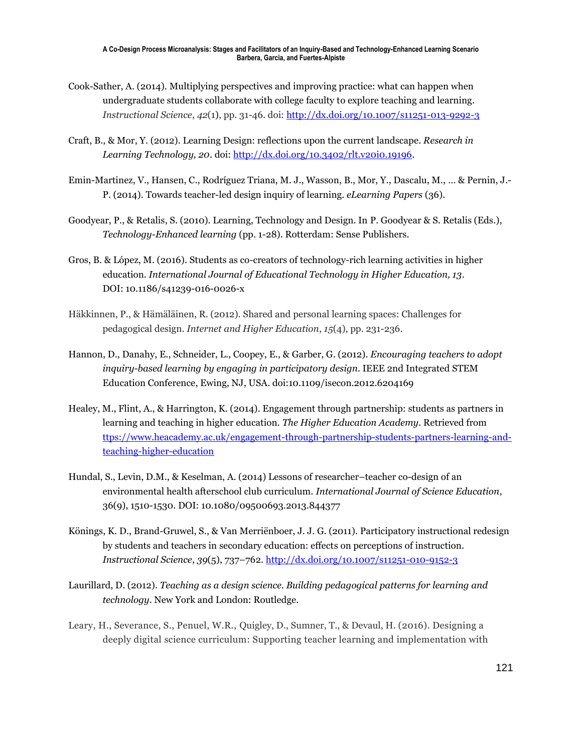Cook-Sather, A. (2014). Multiplying perspectives and improving practice: what can happen when undergraduate students collaborate with college faculty to explore teaching and learning. *Instructional Science*, *42*(1), pp. 31-46. doi: http://dx.doi.org/10.1007/s11251-013-9292-3

Craft, B., & Mor, Y. (2012). Learning Design: reflections upon the current landscape. *Research in Learning Technology, 20*. doi: http://dx.doi.org/10.3402/rlt.v20i0.19196.

Emin-Martinez, V., Hansen, C., Rodríguez Triana, M. J., Wasson, B., Mor, Y., Dascalu, M., ... & Pernin, J.-P. (2014). Towards teacher-led design inquiry of learning. *eLearning Papers* (36).

Goodyear, P., & Retalis, S. (2010). Learning, Technology and Design. In P. Goodyear & S. Retalis (Eds.), *Technology-Enhanced learning* (pp. 1-28). Rotterdam: Sense Publishers.

Gros, B. & López, M. (2016). Students as co-creators of technology-rich learning activities in higher education. *International Journal of Educational Technology in Higher Education, 13*. DOI: 10.1186/s41239-016-0026-x

Häkkinen, P., & Hämäläinen, R. (2012). Shared and personal learning spaces: Challenges for pedagogical design. *Internet and Higher Education*, *15*(4), pp. 231-236.

Hannon, D., Danahy, E., Schneider, L., Coopey, E., & Garber, G. (2012). *Encouraging teachers to adopt inquiry-based learning by engaging in participatory design*. IEEE 2nd Integrated STEM Education Conference, Ewing, NJ, USA. doi:10.1109/isecon.2012.6204169

Healey, M., Flint, A., & Harrington, K. (2014). Engagement through partnership: students as partners in learning and teaching in higher education. *The Higher Education Academy*. Retrieved from ttps://www.heacademy.ac.uk/engagement-through-partnership-students-partners-learning-and-teaching-higher-education

Hundal, S., Levin, D.M., & Keselman, A. (2014) Lessons of researcher–teacher co-design of an environmental health afterschool club curriculum. *International Journal of Science Education*, 36(9), 1510-1530. DOI: 10.1080/09500693.2013.844377

Könings, K. D., Brand-Gruwel, S., & Van Merriënboer, J. J. G. (2011). Participatory instructional redesign by students and teachers in secondary education: effects on perceptions of instruction. *Instructional Science*, *39*(5), 737–762. http://dx.doi.org/10.1007/s11251-010-9152-3

Laurillard, D. (2012). *Teaching as a design science. Building pedagogical patterns for learning and technology*. New York and London: Routledge.

Leary, H., Severance, S., Penuel, W.R., Quigley, D., Sumner, T., & Devaul, H. (2016). Designing a deeply digital science curriculum: Supporting teacher learning and implementation with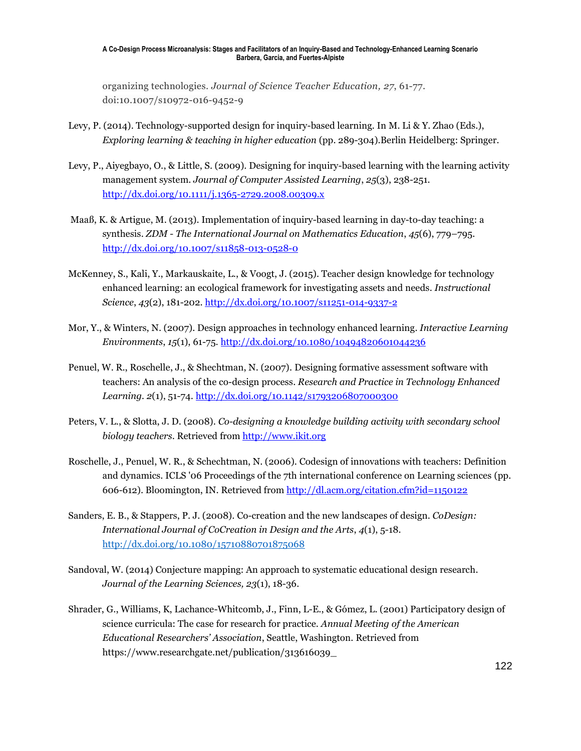organizing technologies. *Journal of Science Teacher Education, 27*, 61-77. doi:10.1007/s10972-016-9452-9

Levy, P. (2014). Technology-supported design for inquiry-based learning. In M. Li & Y. Zhao (Eds.), *Exploring learning & teaching in higher education* (pp. 289-304).Berlin Heidelberg: Springer.

Levy, P., Aiyegbayo, O., & Little, S. (2009). Designing for inquiry-based learning with the learning activity management system. *Journal of Computer Assisted Learning*, *25*(3), 238-251. http://dx.doi.org/10.1111/j.1365-2729.2008.00309.x

Maaß, K. & Artigue, M. (2013). Implementation of inquiry-based learning in day-to-day teaching: a synthesis. *ZDM - The International Journal on Mathematics Education*, *45*(6), 779–795. http://dx.doi.org/10.1007/s11858-013-0528-0

McKenney, S., Kali, Y., Markauskaite, L., & Voogt, J. (2015). Teacher design knowledge for technology enhanced learning: an ecological framework for investigating assets and needs. *Instructional Science*, *43*(2), 181-202. http://dx.doi.org/10.1007/s11251-014-9337-2

Mor, Y., & Winters, N. (2007). Design approaches in technology enhanced learning. *Interactive Learning Environments*, *15*(1), 61-75. http://dx.doi.org/10.1080/10494820601044236

Penuel, W. R., Roschelle, J., & Shechtman, N. (2007). Designing formative assessment software with teachers: An analysis of the co-design process. *Research and Practice in Technology Enhanced Learning*. *2*(1), 51-74. http://dx.doi.org/10.1142/s1793206807000300

Peters, V. L., & Slotta, J. D. (2008). *Co-designing a knowledge building activity with secondary school biology teachers*. Retrieved from http://www.ikit.org

Roschelle, J., Penuel, W. R., & Schechtman, N. (2006). Codesign of innovations with teachers: Definition and dynamics. ICLS '06 Proceedings of the 7th international conference on Learning sciences (pp. 606-612). Bloomington, IN. Retrieved from http://dl.acm.org/citation.cfm?id=1150122

Sanders, E. B., & Stappers, P. J. (2008). Co-creation and the new landscapes of design. *CoDesign: International Journal of CoCreation in Design and the Arts*, *4*(1), 5-18. http://dx.doi.org/10.1080/15710880701875068

Sandoval, W. (2014) Conjecture mapping: An approach to systematic educational design research. *Journal of the Learning Sciences, 23*(1), 18-36.

Shrader, G., Williams, K, Lachance-Whitcomb, J., Finn, L-E., & Gómez, L. (2001) Participatory design of science curricula: The case for research for practice. *Annual Meeting of the American Educational Researchers' Association*, Seattle, Washington. Retrieved from https://www.researchgate.net/publication/313616039_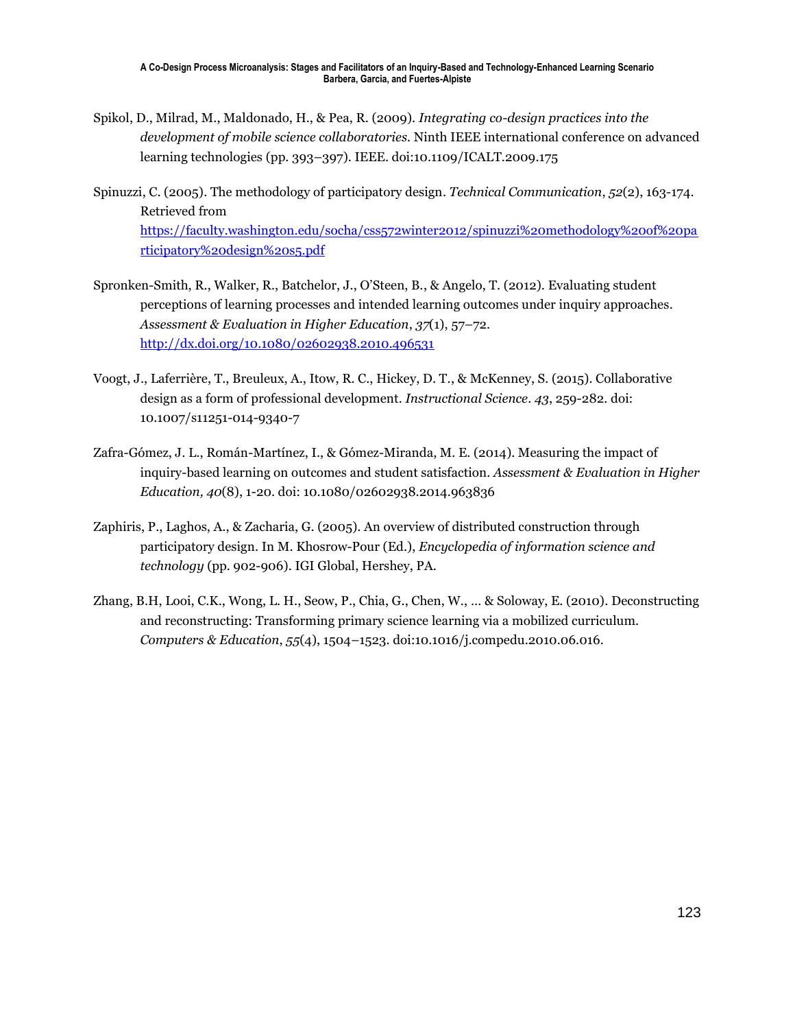Spikol, D., Milrad, M., Maldonado, H., & Pea, R. (2009). *Integrating co-design practices into the development of mobile science collaboratories*. Ninth IEEE international conference on advanced learning technologies (pp. 393–397). IEEE. doi:10.1109/ICALT.2009.175

Spinuzzi, C. (2005). The methodology of participatory design. *Technical Communication*, *52*(2), 163-174. Retrieved from https://faculty.washington.edu/socha/css572winter2012/spinuzzi%20methodology%20of%20participatory%20design%20s5.pdf

Spronken-Smith, R., Walker, R., Batchelor, J., O'Steen, B., & Angelo, T. (2012). Evaluating student perceptions of learning processes and intended learning outcomes under inquiry approaches. *Assessment & Evaluation in Higher Education*, *37*(1), 57–72. http://dx.doi.org/10.1080/02602938.2010.496531

Voogt, J., Laferrière, T., Breuleux, A., Itow, R. C., Hickey, D. T., & McKenney, S. (2015). Collaborative design as a form of professional development. *Instructional Science*. *43*, 259-282. doi: 10.1007/s11251-014-9340-7

Zafra-Gómez, J. L., Román-Martínez, I., & Gómez-Miranda, M. E. (2014). Measuring the impact of inquiry-based learning on outcomes and student satisfaction. *Assessment & Evaluation in Higher Education, 40*(8), 1-20. doi: 10.1080/02602938.2014.963836

Zaphiris, P., Laghos, A., & Zacharia, G. (2005). An overview of distributed construction through participatory design. In M. Khosrow-Pour (Ed.), *Encyclopedia of information science and technology* (pp. 902-906). IGI Global, Hershey, PA.

Zhang, B.H, Looi, C.K., Wong, L. H., Seow, P., Chia, G., Chen, W., ... & Soloway, E. (2010). Deconstructing and reconstructing: Transforming primary science learning via a mobilized curriculum. *Computers & Education*, *55*(4), 1504–1523. doi:10.1016/j.compedu.2010.06.016.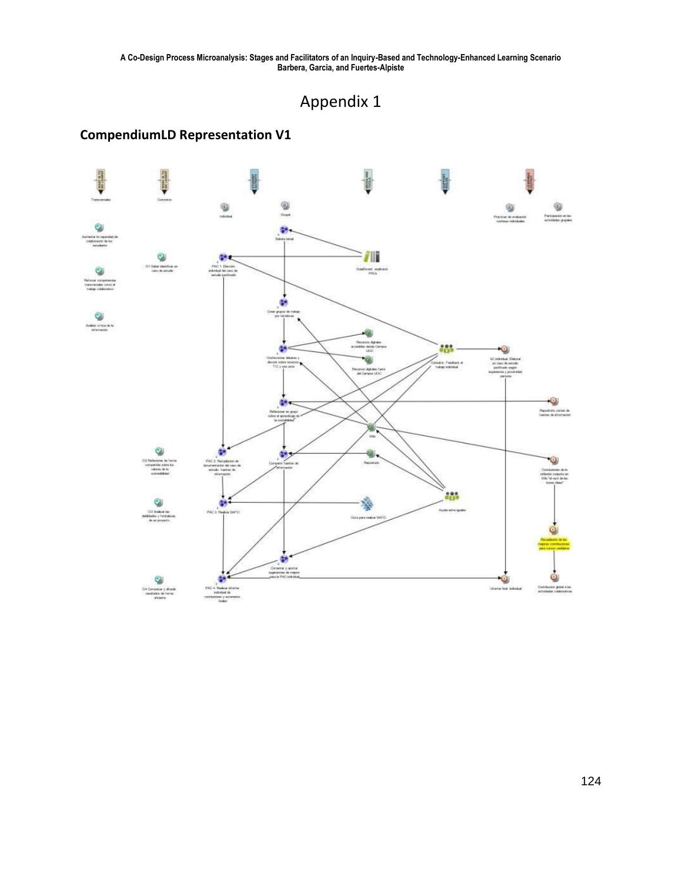# Appendix 1

## CompendiumLD Representation V1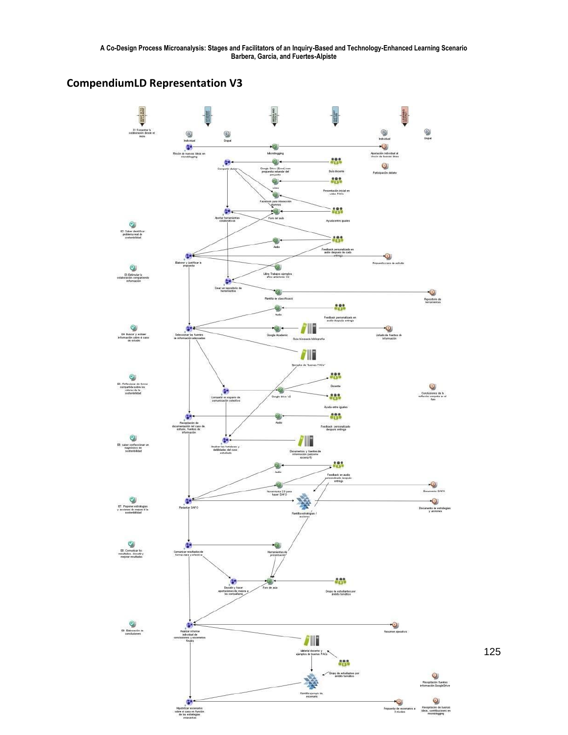## CompendiumLD Representation V3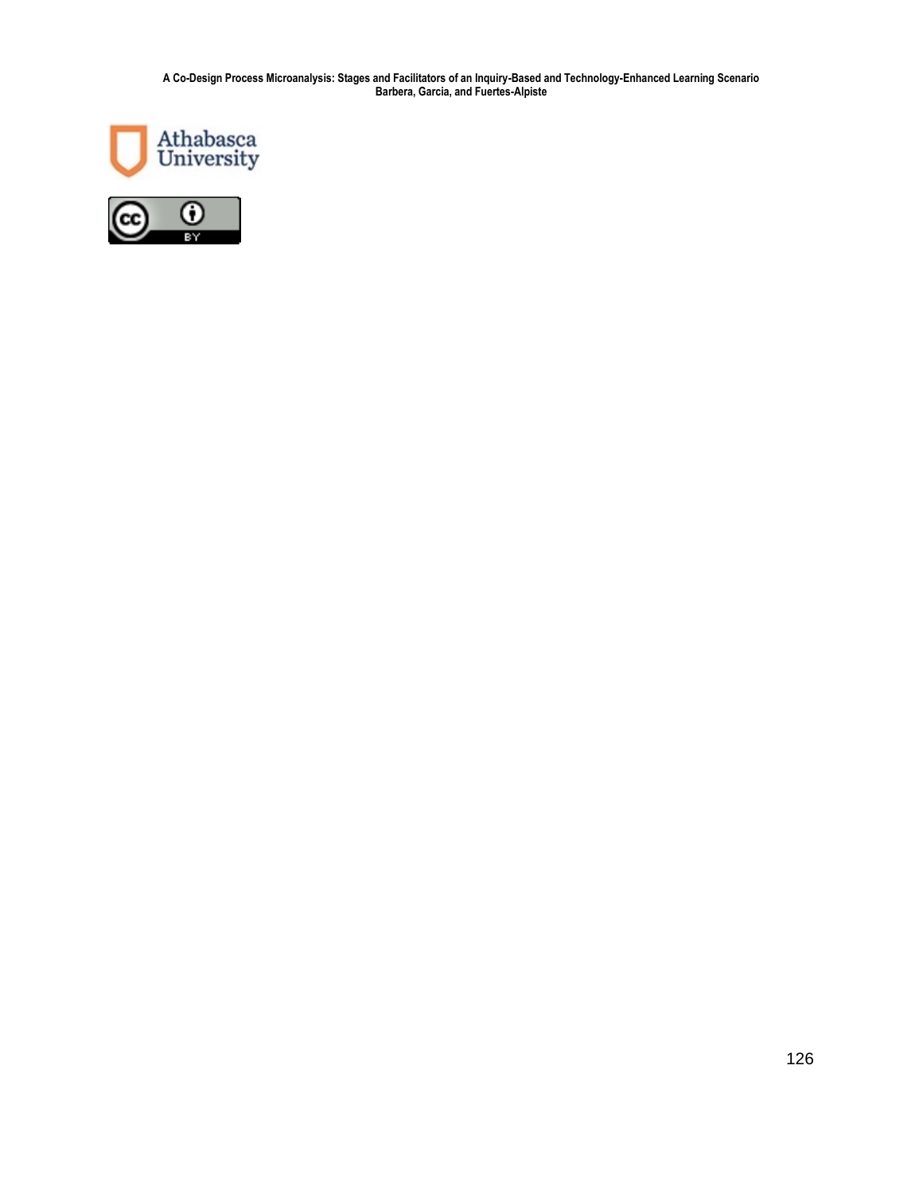Athabasca University